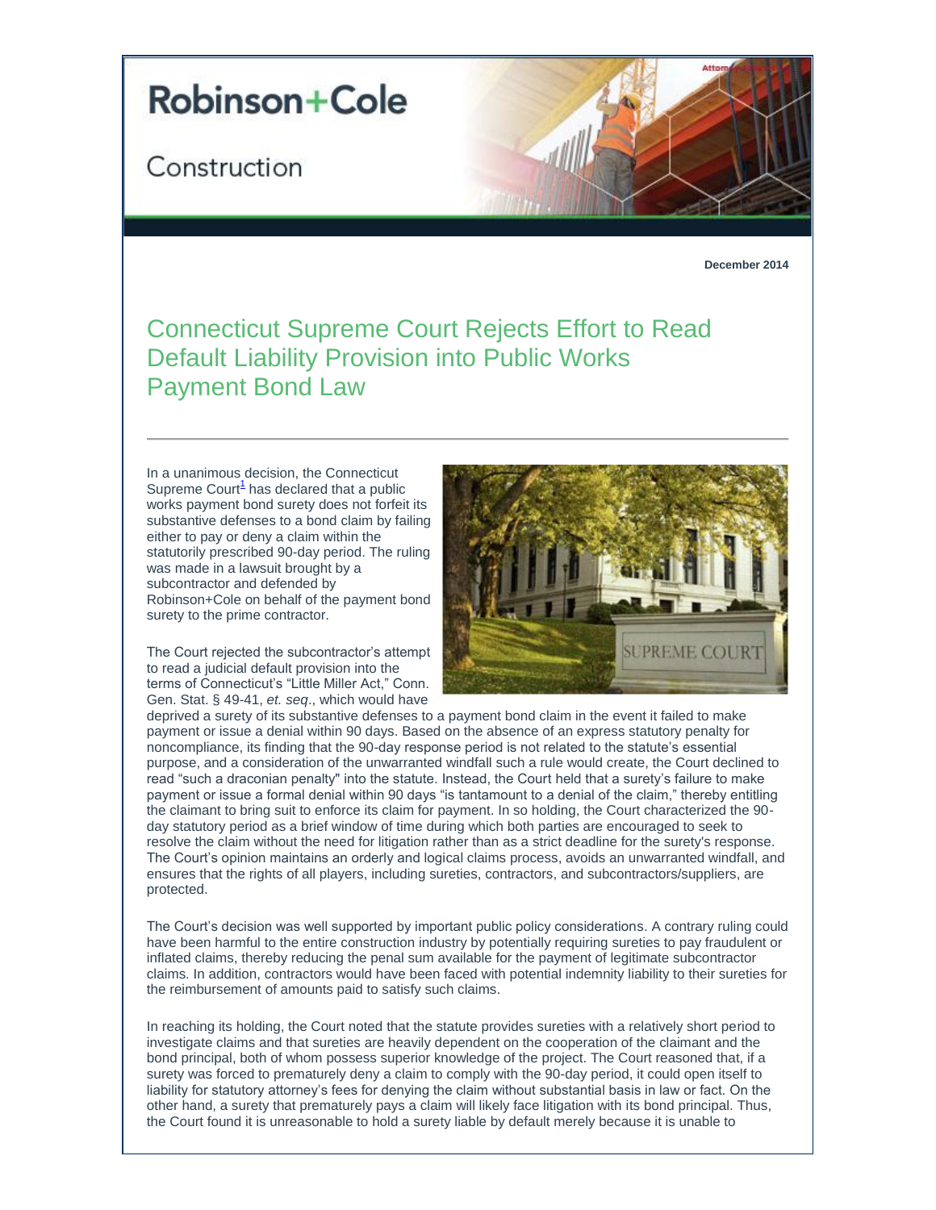# Robinson+Cole

Construction

December 2014

## Connecticut Supreme Court Rejects Effort to Read Default Liability Provision into Public Works Payment Bond Law

In a unanimous decision, the Connecticut Supreme Court[1] has declared that a public works payment bond surety does not forfeit its substantive defenses to a bond claim by failing either to pay or deny a claim within the statutorily prescribed 90-day period. The ruling was made in a lawsuit brought by a subcontractor and defended by Robinson+Cole on behalf of the payment bond surety to the prime contractor.

The Court rejected the subcontractor's attempt to read a judicial default provision into the terms of Connecticut's "Little Miller Act," Conn. Gen. Stat. § 49-41, *et. seq*., which would have deprived a surety of its substantive defenses to a payment bond claim in the event it failed to make payment or issue a denial within 90 days. Based on the absence of an express statutory penalty for noncompliance, its finding that the 90-day response period is not related to the statute's essential purpose, and a consideration of the unwarranted windfall such a rule would create, the Court declined to read "such a draconian penalty" into the statute. Instead, the Court held that a surety's failure to make payment or issue a formal denial within 90 days "is tantamount to a denial of the claim," thereby entitling the claimant to bring suit to enforce its claim for payment. In so holding, the Court characterized the 90-day statutory period as a brief window of time during which both parties are encouraged to seek to resolve the claim without the need for litigation rather than as a strict deadline for the surety's response. The Court's opinion maintains an orderly and logical claims process, avoids an unwarranted windfall, and ensures that the rights of all players, including sureties, contractors, and subcontractors/suppliers, are protected.

The Court's decision was well supported by important public policy considerations. A contrary ruling could have been harmful to the entire construction industry by potentially requiring sureties to pay fraudulent or inflated claims, thereby reducing the penal sum available for the payment of legitimate subcontractor claims. In addition, contractors would have been faced with potential indemnity liability to their sureties for the reimbursement of amounts paid to satisfy such claims.

In reaching its holding, the Court noted that the statute provides sureties with a relatively short period to investigate claims and that sureties are heavily dependent on the cooperation of the claimant and the bond principal, both of whom possess superior knowledge of the project. The Court reasoned that, if a surety was forced to prematurely deny a claim to comply with the 90-day period, it could open itself to liability for statutory attorney's fees for denying the claim without substantial basis in law or fact. On the other hand, a surety that prematurely pays a claim will likely face litigation with its bond principal. Thus, the Court found it is unreasonable to hold a surety liable by default merely because it is unable to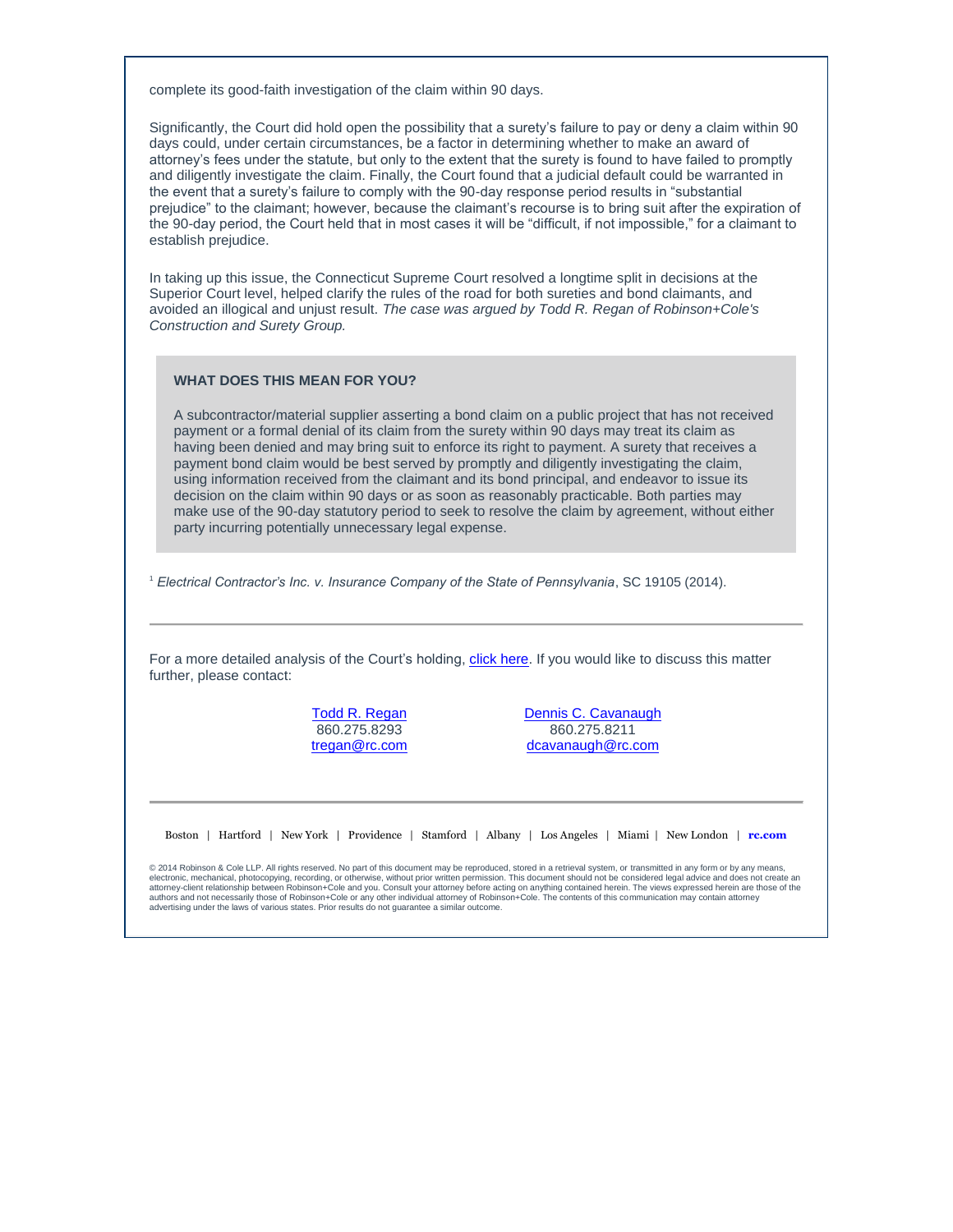complete its good-faith investigation of the claim within 90 days.

Significantly, the Court did hold open the possibility that a surety's failure to pay or deny a claim within 90 days could, under certain circumstances, be a factor in determining whether to make an award of attorney's fees under the statute, but only to the extent that the surety is found to have failed to promptly and diligently investigate the claim. Finally, the Court found that a judicial default could be warranted in the event that a surety's failure to comply with the 90-day response period results in "substantial prejudice" to the claimant; however, because the claimant's recourse is to bring suit after the expiration of the 90-day period, the Court held that in most cases it will be "difficult, if not impossible," for a claimant to establish prejudice.

In taking up this issue, the Connecticut Supreme Court resolved a longtime split in decisions at the Superior Court level, helped clarify the rules of the road for both sureties and bond claimants, and avoided an illogical and unjust result. *The case was argued by Todd R. Regan of Robinson+Cole's Construction and Surety Group.*

### WHAT DOES THIS MEAN FOR YOU?

A subcontractor/material supplier asserting a bond claim on a public project that has not received payment or a formal denial of its claim from the surety within 90 days may treat its claim as having been denied and may bring suit to enforce its right to payment. A surety that receives a payment bond claim would be best served by promptly and diligently investigating the claim, using information received from the claimant and its bond principal, and endeavor to issue its decision on the claim within 90 days or as soon as reasonably practicable. Both parties may make use of the 90-day statutory period to seek to resolve the claim by agreement, without either party incurring potentially unnecessary legal expense.

[1] *Electrical Contractor's Inc. v. Insurance Company of the State of Pennsylvania*, SC 19105 (2014).

---

For a more detailed analysis of the Court's holding, click here. If you would like to discuss this matter further, please contact:

| | |
|---|---|
| Todd R. Regan | Dennis C. Cavanaugh |
| 860.275.8293 | 860.275.8211 |
| tregan@rc.com | dcavanaugh@rc.com |

---

Boston | Hartford | New York | Providence | Stamford | Albany | Los Angeles | Miami | New London | **rc.com**

© 2014 Robinson & Cole LLP. All rights reserved. No part of this document may be reproduced, stored in a retrieval system, or transmitted in any form or by any means, electronic, mechanical, photocopying, recording, or otherwise, without prior written permission. This document should not be considered legal advice and does not create an attorney-client relationship between Robinson+Cole and you. Consult your attorney before acting on anything contained herein. The views expressed herein are those of the authors and not necessarily those of Robinson+Cole or any other individual attorney of Robinson+Cole. The contents of this communication may contain attorney advertising under the laws of various states. Prior results do not guarantee a similar outcome.